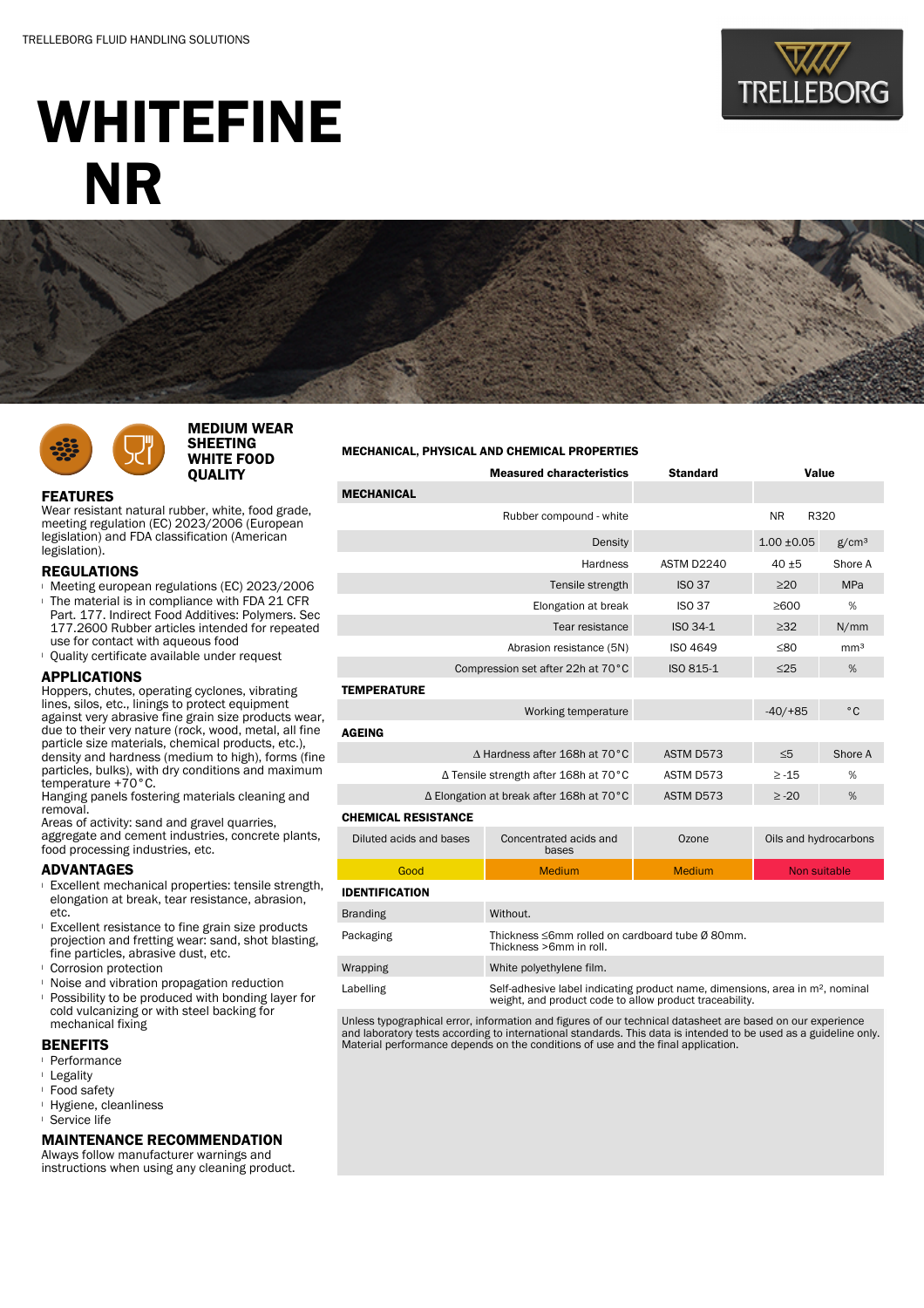TRELLEBORG FLUID HANDLING SOLUTIONS

# WHITEFINE NR

**MEDIUM WEAR SHEETING WHITE FOOD QUALITY**

## FEATURES

Wear resistant natural rubber, white, food grade, meeting regulation (EC) 2023/2006 (European legislation) and FDA classification (American legislation).

## REGULATIONS

- Meeting european regulations (EC) 2023/2006
- The material is in compliance with FDA 21 CFR Part. 177. Indirect Food Additives: Polymers. Sec 177.2600 Rubber articles intended for repeated use for contact with aqueous food
- Quality certificate available under request

## APPLICATIONS

Hoppers, chutes, operating cyclones, vibrating lines, silos, etc., linings to protect equipment against very abrasive fine grain size products wear, due to their very nature (rock, wood, metal, all fine particle size materials, chemical products, etc.), density and hardness (medium to high), forms (fine particles, bulks), with dry conditions and maximum temperature +70°C.

Hanging panels fostering materials cleaning and removal.

Areas of activity: sand and gravel quarries, aggregate and cement industries, concrete plants, food processing industries, etc.

## ADVANTAGES

- Excellent mechanical properties: tensile strength, elongation at break, tear resistance, abrasion, etc.
- Excellent resistance to fine grain size products projection and fretting wear: sand, shot blasting, fine particles, abrasive dust, etc.
- Corrosion protection
- Noise and vibration propagation reduction
- Possibility to be produced with bonding layer for cold vulcanizing or with steel backing for mechanical fixing

## BENEFITS

- Performance
- Legality
- Food safety
- Hygiene, cleanliness
- Service life

## MAINTENANCE RECOMMENDATION

Always follow manufacturer warnings and instructions when using any cleaning product.

## MECHANICAL, PHYSICAL AND CHEMICAL PROPERTIES

| Measured characteristics | Standard | Value | |
|---|---|---|---|
| **MECHANICAL** | | | |
| Rubber compound - white | | NR | R320 |
| Density | | 1.00 ±0.05 | g/cm³ |
| Hardness | ASTM D2240 | 40 ±5 | Shore A |
| Tensile strength | ISO 37 | ≥20 | MPa |
| Elongation at break | ISO 37 | ≥600 | % |
| Tear resistance | ISO 34-1 | ≥32 | N/mm |
| Abrasion resistance (5N) | ISO 4649 | ≤80 | mm³ |
| Compression set after 22h at 70°C | ISO 815-1 | ≤25 | % |
| **TEMPERATURE** | | | |
| Working temperature | | -40/+85 | °C |
| **AGEING** | | | |
| Δ Hardness after 168h at 70°C | ASTM D573 | ≤5 | Shore A |
| Δ Tensile strength after 168h at 70°C | ASTM D573 | ≥ -15 | % |
| Δ Elongation at break after 168h at 70°C | ASTM D573 | ≥ -20 | % |

**CHEMICAL RESISTANCE**

| Diluted acids and bases | Concentrated acids and bases | Ozone | Oils and hydrocarbons |
|---|---|---|---|
| Good | Medium | Medium | Non suitable |

**IDENTIFICATION**

| | |
|---|---|
| Branding | Without. |
| Packaging | Thickness ≤6mm rolled on cardboard tube Ø 80mm. Thickness >6mm in roll. |
| Wrapping | White polyethylene film. |
| Labelling | Self-adhesive label indicating product name, dimensions, area in m², nominal weight, and product code to allow product traceability. |

Unless typographical error, information and figures of our technical datasheet are based on our experience and laboratory tests according to international standards. This data is intended to be used as a guideline only. Material performance depends on the conditions of use and the final application.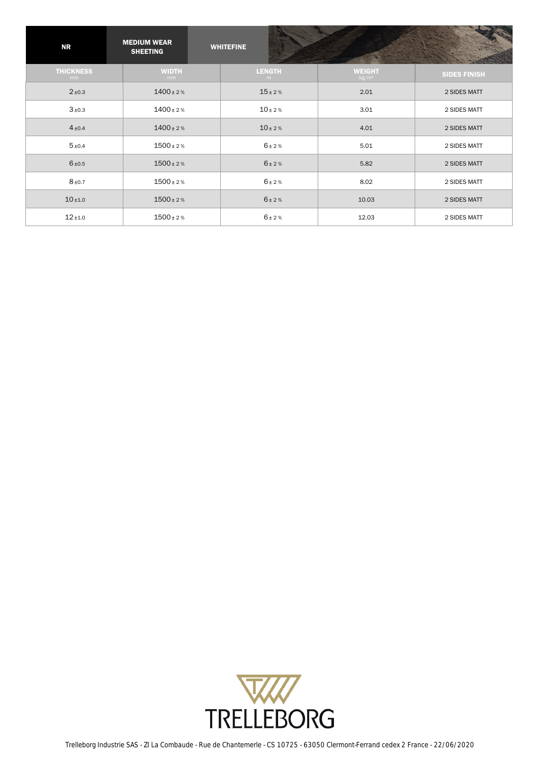**NR** | **MEDIUM WEAR SHEETING** | **WHITEFINE**

| THICKNESS mm | WIDTH mm | LENGTH m | WEIGHT kg/m² | SIDES FINISH |
|---|---|---|---|---|
| 2 ±0.3 | 1400 ± 2 % | 15 ± 2 % | 2.01 | 2 SIDES MATT |
| 3 ±0.3 | 1400 ± 2 % | 10 ± 2 % | 3.01 | 2 SIDES MATT |
| 4 ±0.4 | 1400 ± 2 % | 10 ± 2 % | 4.01 | 2 SIDES MATT |
| 5 ±0.4 | 1500 ± 2 % | 6 ± 2 % | 5.01 | 2 SIDES MATT |
| 6 ±0.5 | 1500 ± 2 % | 6 ± 2 % | 5.82 | 2 SIDES MATT |
| 8 ±0.7 | 1500 ± 2 % | 6 ± 2 % | 8.02 | 2 SIDES MATT |
| 10 ±1.0 | 1500 ± 2 % | 6 ± 2 % | 10.03 | 2 SIDES MATT |
| 12 ±1.0 | 1500 ± 2 % | 6 ± 2 % | 12.03 | 2 SIDES MATT |

TRELLEBORG

Trelleborg Industrie SAS - ZI La Combaude - Rue de Chantemerle - CS 10725 - 63050 Clermont-Ferrand cedex 2 France - 22/06/2020